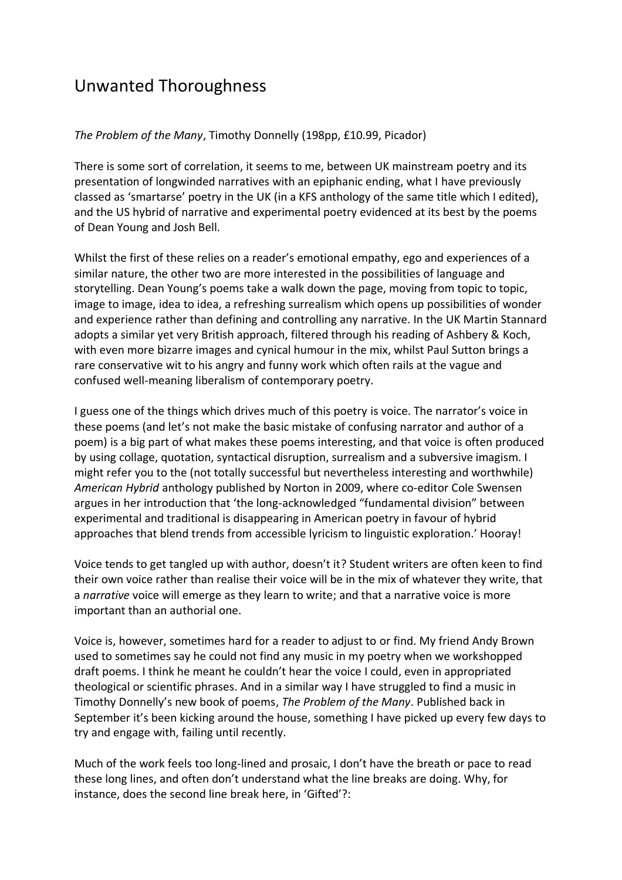# Unwanted Thoroughness

*The Problem of the Many*, Timothy Donnelly (198pp, £10.99, Picador)

There is some sort of correlation, it seems to me, between UK mainstream poetry and its presentation of longwinded narratives with an epiphanic ending, what I have previously classed as 'smartarse' poetry in the UK (in a KFS anthology of the same title which I edited), and the US hybrid of narrative and experimental poetry evidenced at its best by the poems of Dean Young and Josh Bell.

Whilst the first of these relies on a reader's emotional empathy, ego and experiences of a similar nature, the other two are more interested in the possibilities of language and storytelling. Dean Young's poems take a walk down the page, moving from topic to topic, image to image, idea to idea, a refreshing surrealism which opens up possibilities of wonder and experience rather than defining and controlling any narrative. In the UK Martin Stannard adopts a similar yet very British approach, filtered through his reading of Ashbery & Koch, with even more bizarre images and cynical humour in the mix, whilst Paul Sutton brings a rare conservative wit to his angry and funny work which often rails at the vague and confused well-meaning liberalism of contemporary poetry.

I guess one of the things which drives much of this poetry is voice. The narrator's voice in these poems (and let's not make the basic mistake of confusing narrator and author of a poem) is a big part of what makes these poems interesting, and that voice is often produced by using collage, quotation, syntactical disruption, surrealism and a subversive imagism. I might refer you to the (not totally successful but nevertheless interesting and worthwhile) *American Hybrid* anthology published by Norton in 2009, where co-editor Cole Swensen argues in her introduction that 'the long-acknowledged "fundamental division" between experimental and traditional is disappearing in American poetry in favour of hybrid approaches that blend trends from accessible lyricism to linguistic exploration.' Hooray!

Voice tends to get tangled up with author, doesn't it? Student writers are often keen to find their own voice rather than realise their voice will be in the mix of whatever they write, that a *narrative* voice will emerge as they learn to write; and that a narrative voice is more important than an authorial one.

Voice is, however, sometimes hard for a reader to adjust to or find. My friend Andy Brown used to sometimes say he could not find any music in my poetry when we workshopped draft poems. I think he meant he couldn't hear the voice I could, even in appropriated theological or scientific phrases. And in a similar way I have struggled to find a music in Timothy Donnelly's new book of poems, *The Problem of the Many*. Published back in September it's been kicking around the house, something I have picked up every few days to try and engage with, failing until recently.

Much of the work feels too long-lined and prosaic, I don't have the breath or pace to read these long lines, and often don't understand what the line breaks are doing. Why, for instance, does the second line break here, in 'Gifted'?: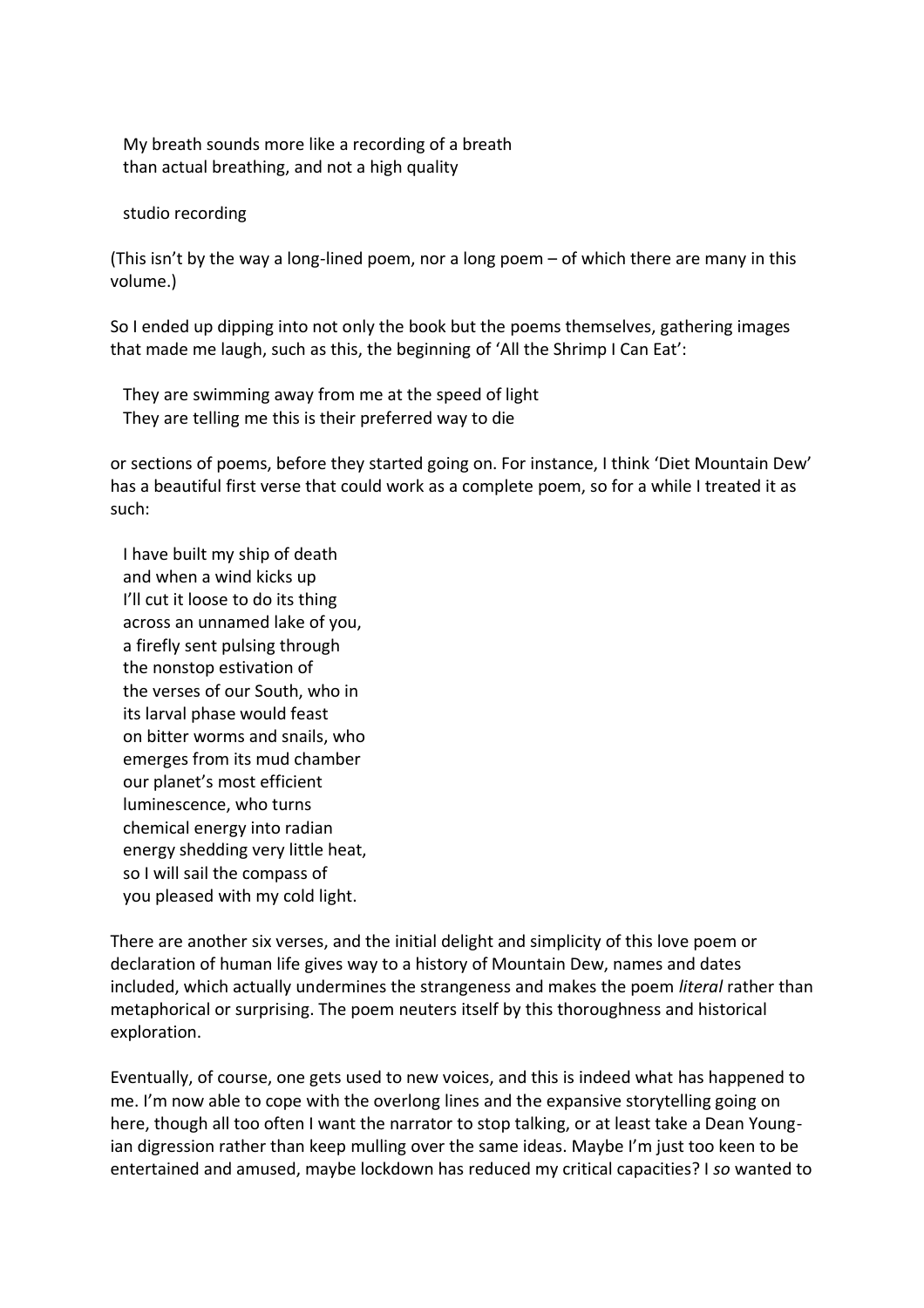> My breath sounds more like a recording of a breath
> than actual breathing, and not a high quality
>
> studio recording

(This isn't by the way a long-lined poem, nor a long poem – of which there are many in this volume.)

So I ended up dipping into not only the book but the poems themselves, gathering images that made me laugh, such as this, the beginning of 'All the Shrimp I Can Eat':

> They are swimming away from me at the speed of light
> They are telling me this is their preferred way to die

or sections of poems, before they started going on. For instance, I think 'Diet Mountain Dew' has a beautiful first verse that could work as a complete poem, so for a while I treated it as such:

> I have built my ship of death
> and when a wind kicks up
> I'll cut it loose to do its thing
> across an unnamed lake of you,
> a firefly sent pulsing through
> the nonstop estivation of
> the verses of our South, who in
> its larval phase would feast
> on bitter worms and snails, who
> emerges from its mud chamber
> our planet's most efficient
> luminescence, who turns
> chemical energy into radian
> energy shedding very little heat,
> so I will sail the compass of
> you pleased with my cold light.

There are another six verses, and the initial delight and simplicity of this love poem or declaration of human life gives way to a history of Mountain Dew, names and dates included, which actually undermines the strangeness and makes the poem *literal* rather than metaphorical or surprising. The poem neuters itself by this thoroughness and historical exploration.

Eventually, of course, one gets used to new voices, and this is indeed what has happened to me. I'm now able to cope with the overlong lines and the expansive storytelling going on here, though all too often I want the narrator to stop talking, or at least take a Dean Young-ian digression rather than keep mulling over the same ideas. Maybe I'm just too keen to be entertained and amused, maybe lockdown has reduced my critical capacities? I *so* wanted to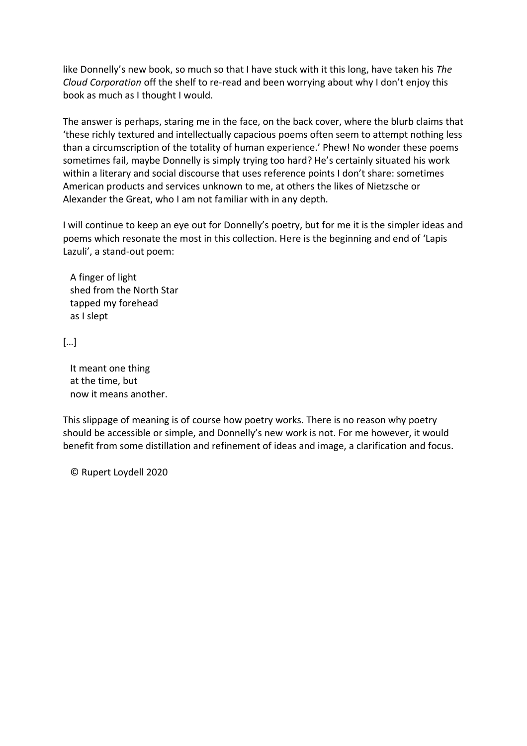like Donnelly's new book, so much so that I have stuck with it this long, have taken his *The Cloud Corporation* off the shelf to re-read and been worrying about why I don't enjoy this book as much as I thought I would.

The answer is perhaps, staring me in the face, on the back cover, where the blurb claims that 'these richly textured and intellectually capacious poems often seem to attempt nothing less than a circumscription of the totality of human experience.' Phew! No wonder these poems sometimes fail, maybe Donnelly is simply trying too hard? He's certainly situated his work within a literary and social discourse that uses reference points I don't share: sometimes American products and services unknown to me, at others the likes of Nietzsche or Alexander the Great, who I am not familiar with in any depth.

I will continue to keep an eye out for Donnelly's poetry, but for me it is the simpler ideas and poems which resonate the most in this collection. Here is the beginning and end of 'Lapis Lazuli', a stand-out poem:

> A finger of light
> shed from the North Star
> tapped my forehead
> as I slept

[…]

> It meant one thing
> at the time, but
> now it means another.

This slippage of meaning is of course how poetry works. There is no reason why poetry should be accessible or simple, and Donnelly's new work is not. For me however, it would benefit from some distillation and refinement of ideas and image, a clarification and focus.

© Rupert Loydell 2020